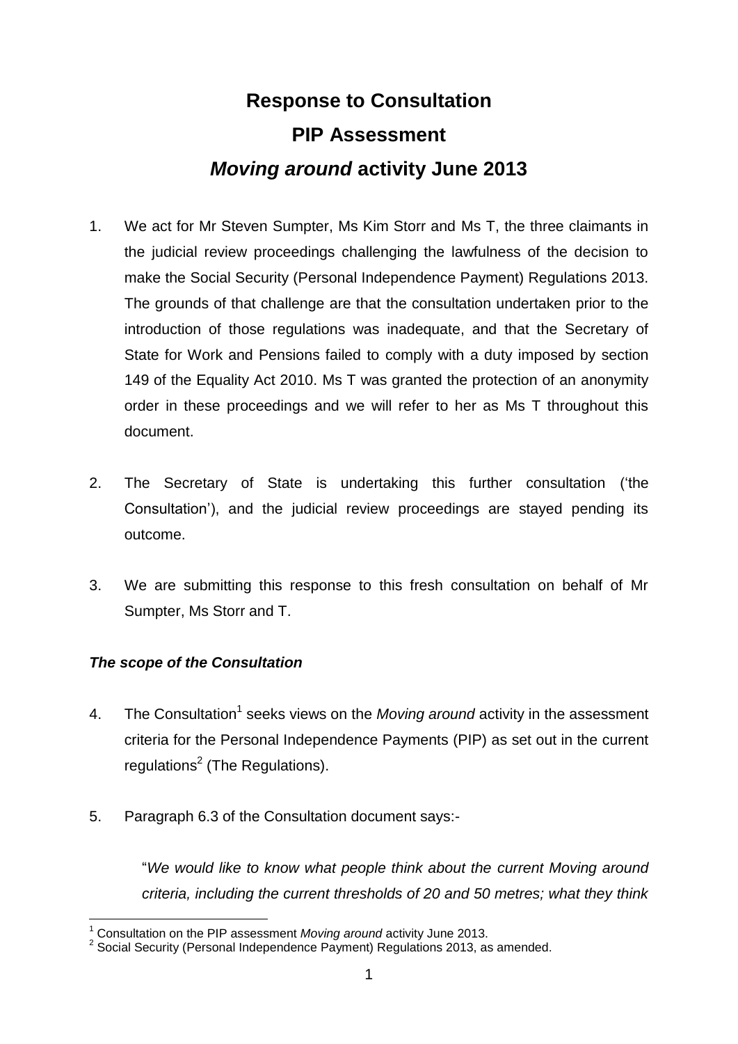# Response to Consultation

# PIP Assessment

# *Moving around* activity June 2013

1. We act for Mr Steven Sumpter, Ms Kim Storr and Ms T, the three claimants in the judicial review proceedings challenging the lawfulness of the decision to make the Social Security (Personal Independence Payment) Regulations 2013. The grounds of that challenge are that the consultation undertaken prior to the introduction of those regulations was inadequate, and that the Secretary of State for Work and Pensions failed to comply with a duty imposed by section 149 of the Equality Act 2010. Ms T was granted the protection of an anonymity order in these proceedings and we will refer to her as Ms T throughout this document.

2. The Secretary of State is undertaking this further consultation ('the Consultation'), and the judicial review proceedings are stayed pending its outcome.

3. We are submitting this response to this fresh consultation on behalf of Mr Sumpter, Ms Storr and T.

### *The scope of the Consultation*

4. The Consultation[1] seeks views on the *Moving around* activity in the assessment criteria for the Personal Independence Payments (PIP) as set out in the current regulations[2] (The Regulations).

5. Paragraph 6.3 of the Consultation document says:-

   "*We would like to know what people think about the current Moving around criteria, including the current thresholds of 20 and 50 metres; what they think*

---

[1] Consultation on the PIP assessment *Moving around* activity June 2013.

[2] Social Security (Personal Independence Payment) Regulations 2013, as amended.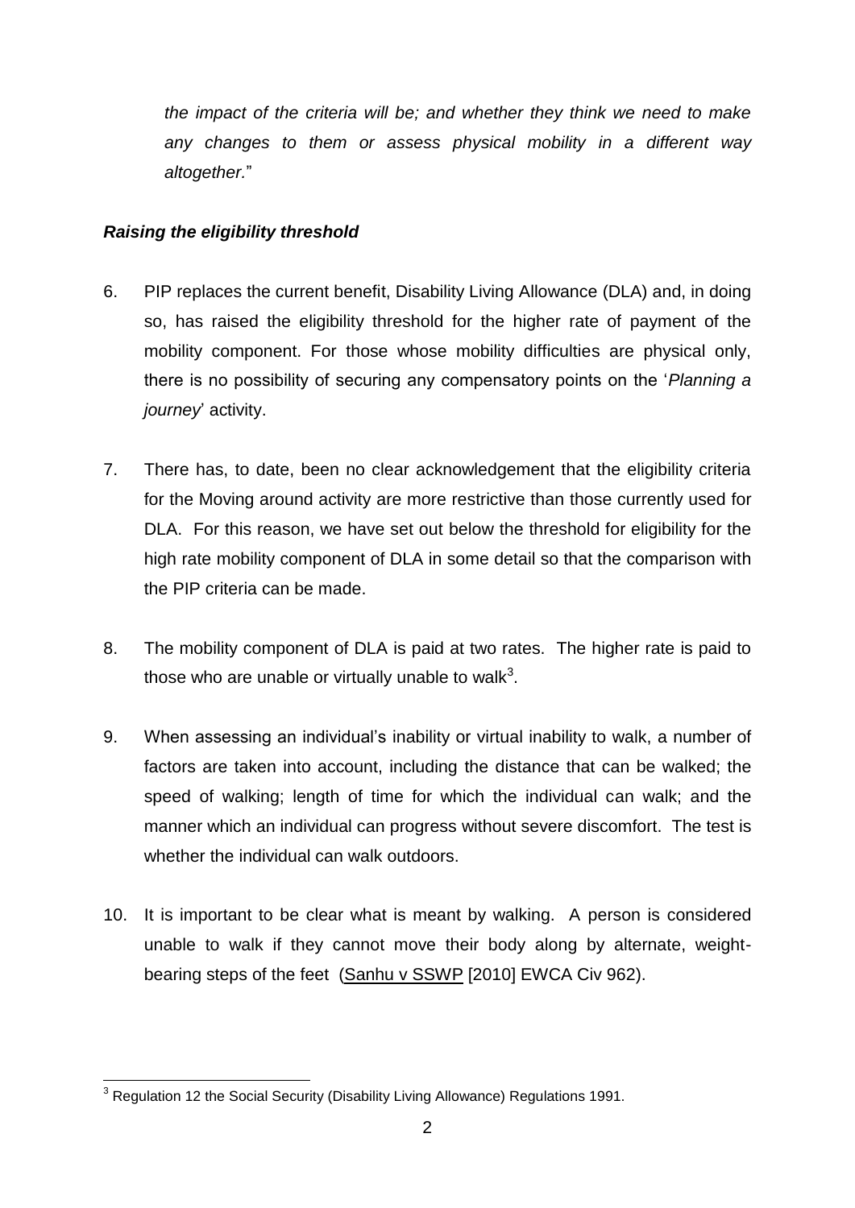*the impact of the criteria will be; and whether they think we need to make any changes to them or assess physical mobility in a different way altogether.*"

### *Raising the eligibility threshold*

6. PIP replaces the current benefit, Disability Living Allowance (DLA) and, in doing so, has raised the eligibility threshold for the higher rate of payment of the mobility component. For those whose mobility difficulties are physical only, there is no possibility of securing any compensatory points on the '*Planning a journey*' activity.

7. There has, to date, been no clear acknowledgement that the eligibility criteria for the Moving around activity are more restrictive than those currently used for DLA. For this reason, we have set out below the threshold for eligibility for the high rate mobility component of DLA in some detail so that the comparison with the PIP criteria can be made.

8. The mobility component of DLA is paid at two rates. The higher rate is paid to those who are unable or virtually unable to walk[3].

9. When assessing an individual's inability or virtual inability to walk, a number of factors are taken into account, including the distance that can be walked; the speed of walking; length of time for which the individual can walk; and the manner which an individual can progress without severe discomfort. The test is whether the individual can walk outdoors.

10. It is important to be clear what is meant by walking. A person is considered unable to walk if they cannot move their body along by alternate, weight-bearing steps of the feet (Sanhu v SSWP [2010] EWCA Civ 962).

---

[3] Regulation 12 the Social Security (Disability Living Allowance) Regulations 1991.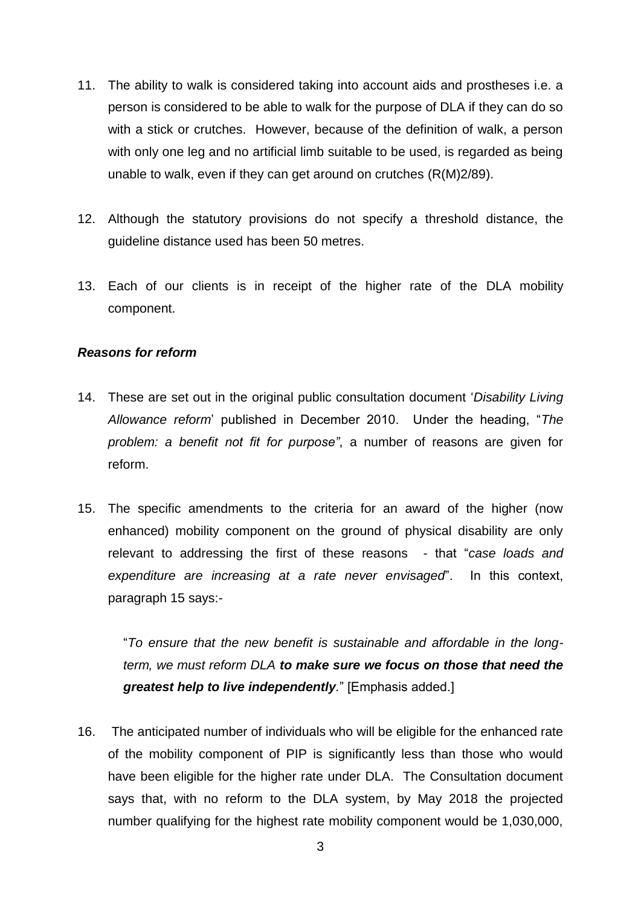11. The ability to walk is considered taking into account aids and prostheses i.e. a person is considered to be able to walk for the purpose of DLA if they can do so with a stick or crutches. However, because of the definition of walk, a person with only one leg and no artificial limb suitable to be used, is regarded as being unable to walk, even if they can get around on crutches (R(M)2/89).

12. Although the statutory provisions do not specify a threshold distance, the guideline distance used has been 50 metres.

13. Each of our clients is in receipt of the higher rate of the DLA mobility component.

***Reasons for reform***

14. These are set out in the original public consultation document '*Disability Living Allowance reform*' published in December 2010. Under the heading, "*The problem: a benefit not fit for purpose"*, a number of reasons are given for reform.

15. The specific amendments to the criteria for an award of the higher (now enhanced) mobility component on the ground of physical disability are only relevant to addressing the first of these reasons - that "*case loads and expenditure are increasing at a rate never envisaged*". In this context, paragraph 15 says:-

    "*To ensure that the new benefit is sustainable and affordable in the long-term, we must reform DLA **to make sure we focus on those that need the greatest help to live independently**.*" [Emphasis added.]

16. The anticipated number of individuals who will be eligible for the enhanced rate of the mobility component of PIP is significantly less than those who would have been eligible for the higher rate under DLA. The Consultation document says that, with no reform to the DLA system, by May 2018 the projected number qualifying for the highest rate mobility component would be 1,030,000,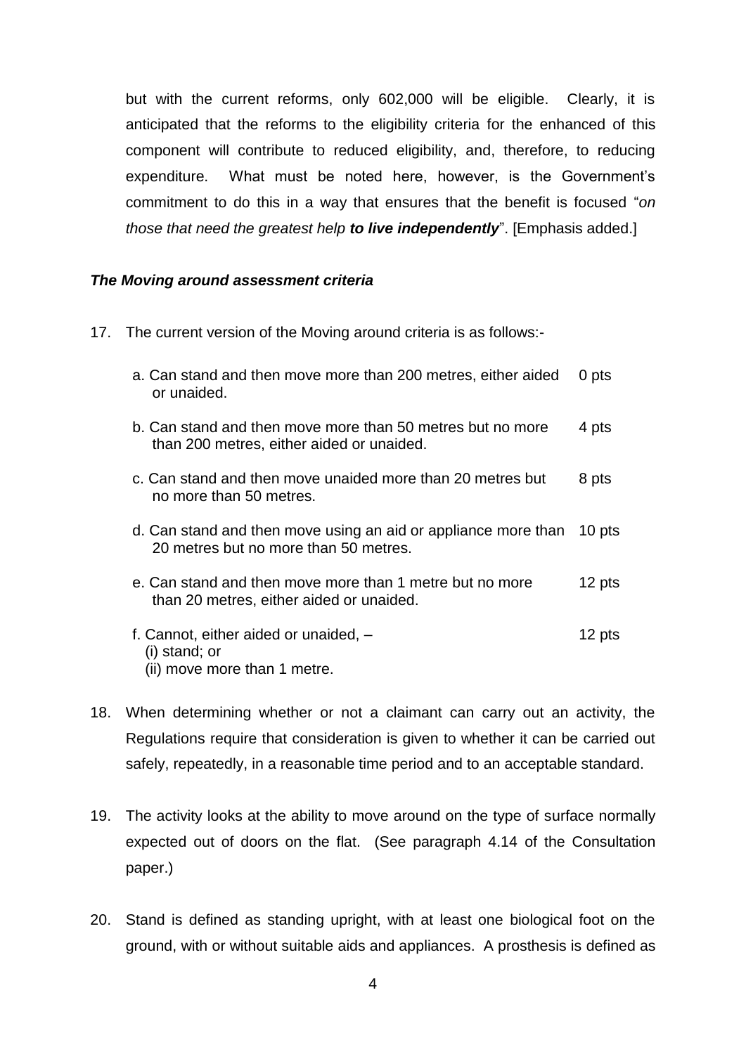but with the current reforms, only 602,000 will be eligible. Clearly, it is anticipated that the reforms to the eligibility criteria for the enhanced of this component will contribute to reduced eligibility, and, therefore, to reducing expenditure. What must be noted here, however, is the Government's commitment to do this in a way that ensures that the benefit is focused "*on those that need the greatest help **to live independently***". [Emphasis added.]

***The Moving around assessment criteria***

17. The current version of the Moving around criteria is as follows:-

| | |
|---|---|
| a. Can stand and then move more than 200 metres, either aided or unaided. | 0 pts |
| b. Can stand and then move more than 50 metres but no more than 200 metres, either aided or unaided. | 4 pts |
| c. Can stand and then move unaided more than 20 metres but no more than 50 metres. | 8 pts |
| d. Can stand and then move using an aid or appliance more than 20 metres but no more than 50 metres. | 10 pts |
| e. Can stand and then move more than 1 metre but no more than 20 metres, either aided or unaided. | 12 pts |
| f. Cannot, either aided or unaided, – (i) stand; or (ii) move more than 1 metre. | 12 pts |

18. When determining whether or not a claimant can carry out an activity, the Regulations require that consideration is given to whether it can be carried out safely, repeatedly, in a reasonable time period and to an acceptable standard.

19. The activity looks at the ability to move around on the type of surface normally expected out of doors on the flat. (See paragraph 4.14 of the Consultation paper.)

20. Stand is defined as standing upright, with at least one biological foot on the ground, with or without suitable aids and appliances. A prosthesis is defined as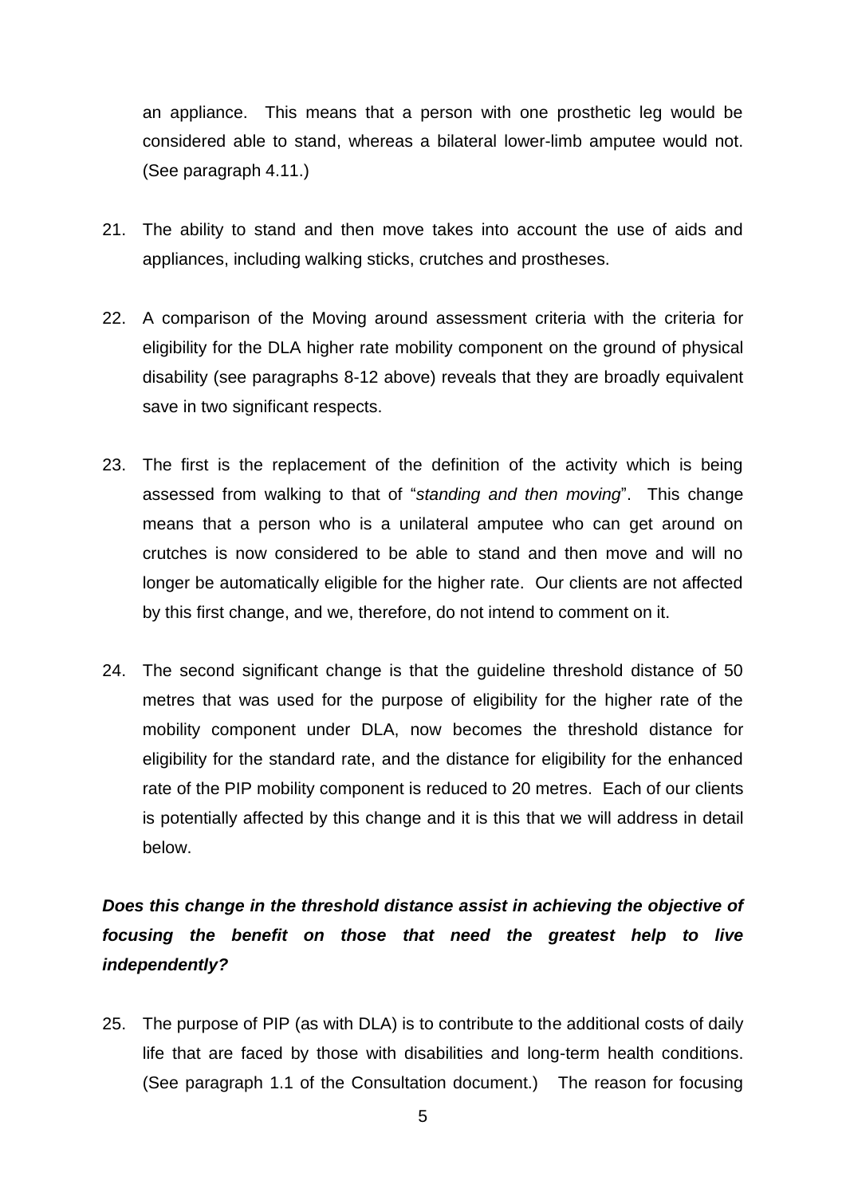an appliance. This means that a person with one prosthetic leg would be considered able to stand, whereas a bilateral lower-limb amputee would not. (See paragraph 4.11.)

21. The ability to stand and then move takes into account the use of aids and appliances, including walking sticks, crutches and prostheses.

22. A comparison of the Moving around assessment criteria with the criteria for eligibility for the DLA higher rate mobility component on the ground of physical disability (see paragraphs 8-12 above) reveals that they are broadly equivalent save in two significant respects.

23. The first is the replacement of the definition of the activity which is being assessed from walking to that of "*standing and then moving*". This change means that a person who is a unilateral amputee who can get around on crutches is now considered to be able to stand and then move and will no longer be automatically eligible for the higher rate. Our clients are not affected by this first change, and we, therefore, do not intend to comment on it.

24. The second significant change is that the guideline threshold distance of 50 metres that was used for the purpose of eligibility for the higher rate of the mobility component under DLA, now becomes the threshold distance for eligibility for the standard rate, and the distance for eligibility for the enhanced rate of the PIP mobility component is reduced to 20 metres. Each of our clients is potentially affected by this change and it is this that we will address in detail below.

***Does this change in the threshold distance assist in achieving the objective of focusing the benefit on those that need the greatest help to live independently?***

25. The purpose of PIP (as with DLA) is to contribute to the additional costs of daily life that are faced by those with disabilities and long-term health conditions. (See paragraph 1.1 of the Consultation document.) The reason for focusing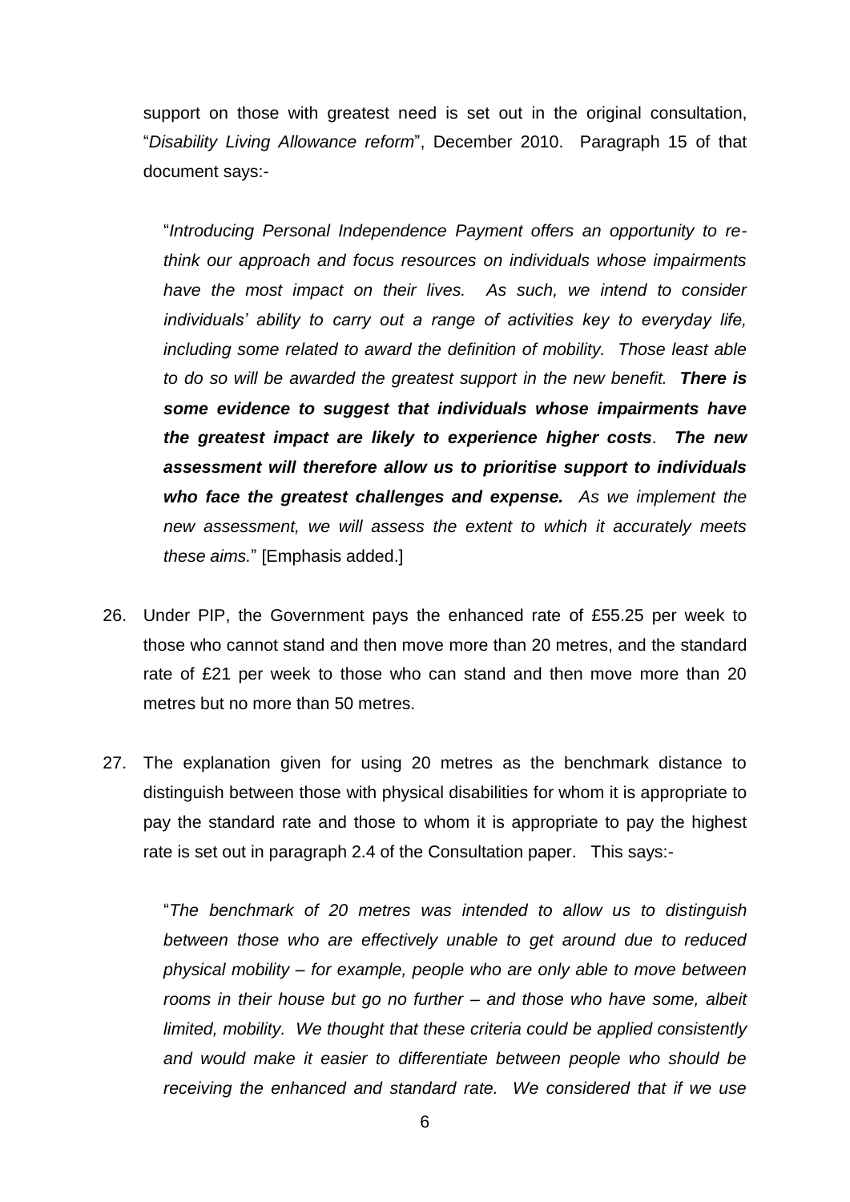support on those with greatest need is set out in the original consultation, "*Disability Living Allowance reform*", December 2010. Paragraph 15 of that document says:-

> "*Introducing Personal Independence Payment offers an opportunity to re-think our approach and focus resources on individuals whose impairments have the most impact on their lives. As such, we intend to consider individuals' ability to carry out a range of activities key to everyday life, including some related to award the definition of mobility. Those least able to do so will be awarded the greatest support in the new benefit.* ***There is some evidence to suggest that individuals whose impairments have the greatest impact are likely to experience higher costs****.* ***The new assessment will therefore allow us to prioritise support to individuals who face the greatest challenges and expense.*** *As we implement the new assessment, we will assess the extent to which it accurately meets these aims.*" [Emphasis added.]

26. Under PIP, the Government pays the enhanced rate of £55.25 per week to those who cannot stand and then move more than 20 metres, and the standard rate of £21 per week to those who can stand and then move more than 20 metres but no more than 50 metres.

27. The explanation given for using 20 metres as the benchmark distance to distinguish between those with physical disabilities for whom it is appropriate to pay the standard rate and those to whom it is appropriate to pay the highest rate is set out in paragraph 2.4 of the Consultation paper. This says:-

> "*The benchmark of 20 metres was intended to allow us to distinguish between those who are effectively unable to get around due to reduced physical mobility – for example, people who are only able to move between rooms in their house but go no further – and those who have some, albeit limited, mobility. We thought that these criteria could be applied consistently and would make it easier to differentiate between people who should be receiving the enhanced and standard rate. We considered that if we use*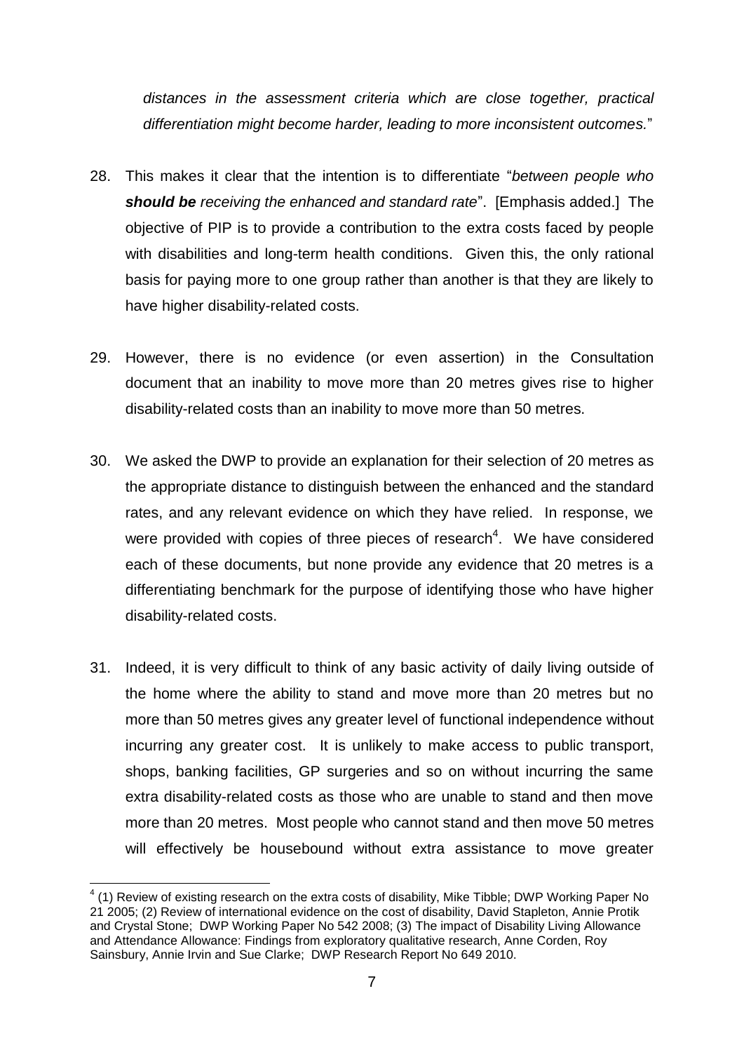*distances in the assessment criteria which are close together, practical differentiation might become harder, leading to more inconsistent outcomes.*"

28. This makes it clear that the intention is to differentiate "*between people who **should be** receiving the enhanced and standard rate*". [Emphasis added.] The objective of PIP is to provide a contribution to the extra costs faced by people with disabilities and long-term health conditions. Given this, the only rational basis for paying more to one group rather than another is that they are likely to have higher disability-related costs.

29. However, there is no evidence (or even assertion) in the Consultation document that an inability to move more than 20 metres gives rise to higher disability-related costs than an inability to move more than 50 metres.

30. We asked the DWP to provide an explanation for their selection of 20 metres as the appropriate distance to distinguish between the enhanced and the standard rates, and any relevant evidence on which they have relied. In response, we were provided with copies of three pieces of research[4]. We have considered each of these documents, but none provide any evidence that 20 metres is a differentiating benchmark for the purpose of identifying those who have higher disability-related costs.

31. Indeed, it is very difficult to think of any basic activity of daily living outside of the home where the ability to stand and move more than 20 metres but no more than 50 metres gives any greater level of functional independence without incurring any greater cost. It is unlikely to make access to public transport, shops, banking facilities, GP surgeries and so on without incurring the same extra disability-related costs as those who are unable to stand and then move more than 20 metres. Most people who cannot stand and then move 50 metres will effectively be housebound without extra assistance to move greater

---

[4] (1) Review of existing research on the extra costs of disability, Mike Tibble; DWP Working Paper No 21 2005; (2) Review of international evidence on the cost of disability, David Stapleton, Annie Protik and Crystal Stone; DWP Working Paper No 542 2008; (3) The impact of Disability Living Allowance and Attendance Allowance: Findings from exploratory qualitative research, Anne Corden, Roy Sainsbury, Annie Irvin and Sue Clarke; DWP Research Report No 649 2010.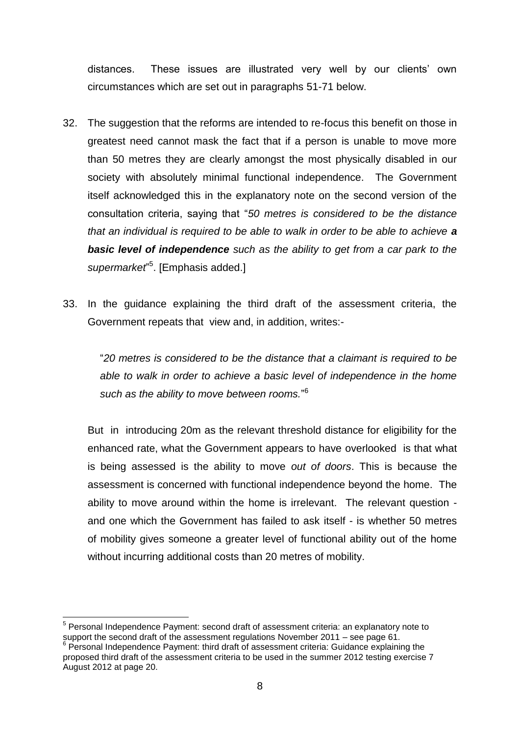distances. These issues are illustrated very well by our clients' own circumstances which are set out in paragraphs 51-71 below.

32. The suggestion that the reforms are intended to re-focus this benefit on those in greatest need cannot mask the fact that if a person is unable to move more than 50 metres they are clearly amongst the most physically disabled in our society with absolutely minimal functional independence. The Government itself acknowledged this in the explanatory note on the second version of the consultation criteria, saying that "*50 metres is considered to be the distance that an individual is required to be able to walk in order to be able to achieve **a basic level of independence** such as the ability to get from a car park to the supermarket*"[5]. [Emphasis added.]

33. In the guidance explaining the third draft of the assessment criteria, the Government repeats that view and, in addition, writes:-

    "*20 metres is considered to be the distance that a claimant is required to be able to walk in order to achieve a basic level of independence in the home such as the ability to move between rooms.*"[6]

    But in introducing 20m as the relevant threshold distance for eligibility for the enhanced rate, what the Government appears to have overlooked is that what is being assessed is the ability to move *out of doors*. This is because the assessment is concerned with functional independence beyond the home. The ability to move around within the home is irrelevant. The relevant question - and one which the Government has failed to ask itself - is whether 50 metres of mobility gives someone a greater level of functional ability out of the home without incurring additional costs than 20 metres of mobility.

---

[5] Personal Independence Payment: second draft of assessment criteria: an explanatory note to support the second draft of the assessment regulations November 2011 – see page 61.

[6] Personal Independence Payment: third draft of assessment criteria: Guidance explaining the proposed third draft of the assessment criteria to be used in the summer 2012 testing exercise 7 August 2012 at page 20.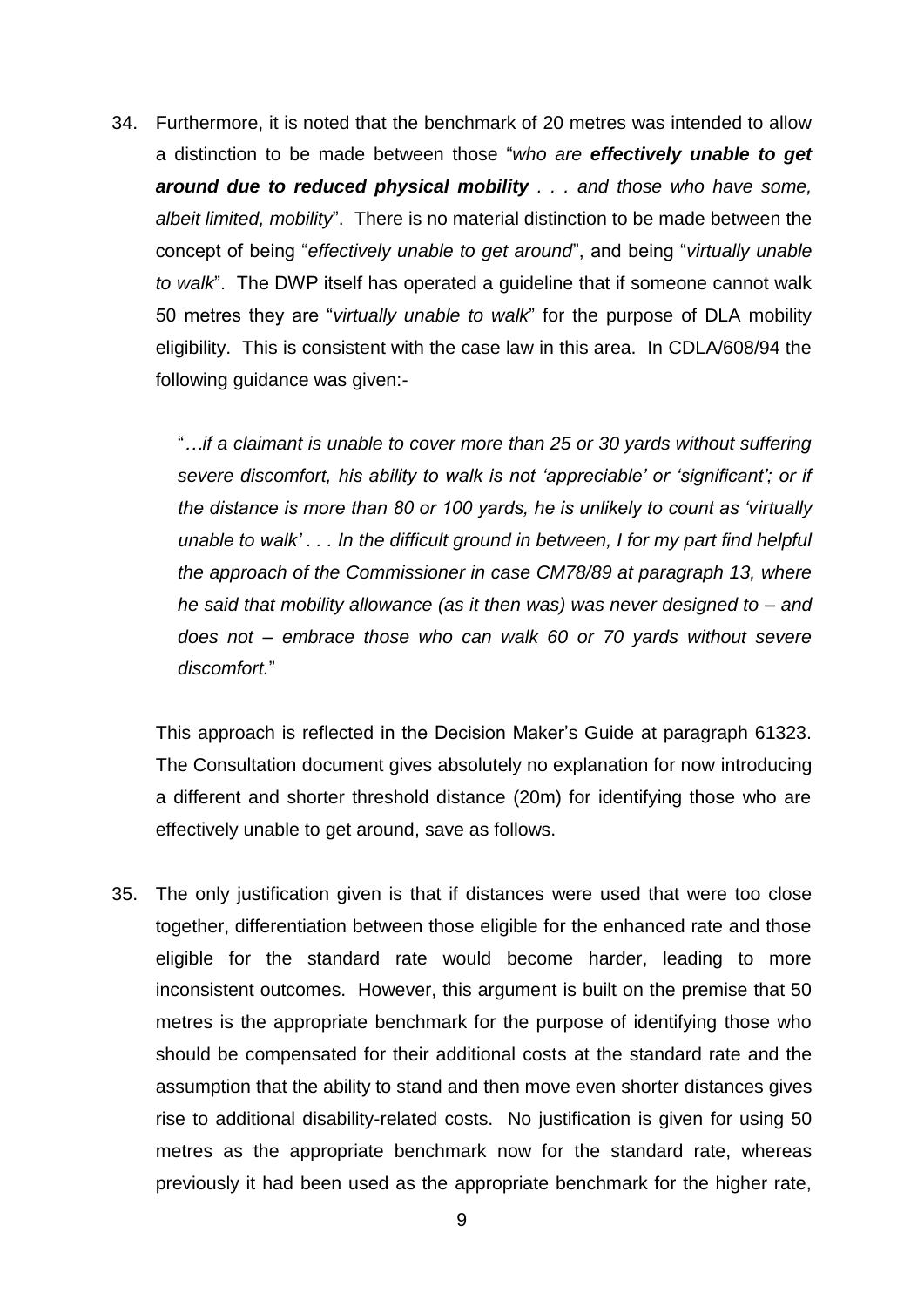34. Furthermore, it is noted that the benchmark of 20 metres was intended to allow a distinction to be made between those "*who are **effectively unable to get around due to reduced physical mobility** . . . and those who have some, albeit limited, mobility*". There is no material distinction to be made between the concept of being "*effectively unable to get around*", and being "*virtually unable to walk*". The DWP itself has operated a guideline that if someone cannot walk 50 metres they are "*virtually unable to walk*" for the purpose of DLA mobility eligibility. This is consistent with the case law in this area. In CDLA/608/94 the following guidance was given:-

   "*…if a claimant is unable to cover more than 25 or 30 yards without suffering severe discomfort, his ability to walk is not 'appreciable' or 'significant'; or if the distance is more than 80 or 100 yards, he is unlikely to count as 'virtually unable to walk' . . . In the difficult ground in between, I for my part find helpful the approach of the Commissioner in case CM78/89 at paragraph 13, where he said that mobility allowance (as it then was) was never designed to – and does not – embrace those who can walk 60 or 70 yards without severe discomfort.*"

   This approach is reflected in the Decision Maker's Guide at paragraph 61323. The Consultation document gives absolutely no explanation for now introducing a different and shorter threshold distance (20m) for identifying those who are effectively unable to get around, save as follows.

35. The only justification given is that if distances were used that were too close together, differentiation between those eligible for the enhanced rate and those eligible for the standard rate would become harder, leading to more inconsistent outcomes. However, this argument is built on the premise that 50 metres is the appropriate benchmark for the purpose of identifying those who should be compensated for their additional costs at the standard rate and the assumption that the ability to stand and then move even shorter distances gives rise to additional disability-related costs. No justification is given for using 50 metres as the appropriate benchmark now for the standard rate, whereas previously it had been used as the appropriate benchmark for the higher rate,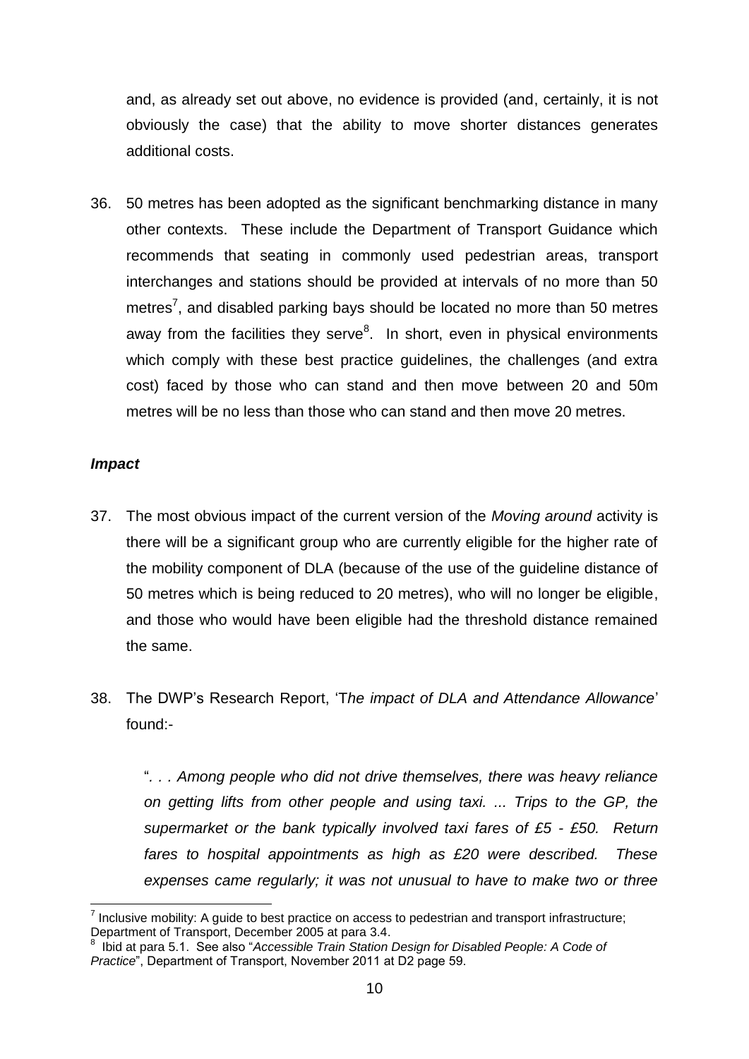and, as already set out above, no evidence is provided (and, certainly, it is not obviously the case) that the ability to move shorter distances generates additional costs.

36. 50 metres has been adopted as the significant benchmarking distance in many other contexts. These include the Department of Transport Guidance which recommends that seating in commonly used pedestrian areas, transport interchanges and stations should be provided at intervals of no more than 50 metres[7], and disabled parking bays should be located no more than 50 metres away from the facilities they serve[8]. In short, even in physical environments which comply with these best practice guidelines, the challenges (and extra cost) faced by those who can stand and then move between 20 and 50m metres will be no less than those who can stand and then move 20 metres.

### *Impact*

37. The most obvious impact of the current version of the *Moving around* activity is there will be a significant group who are currently eligible for the higher rate of the mobility component of DLA (because of the use of the guideline distance of 50 metres which is being reduced to 20 metres), who will no longer be eligible, and those who would have been eligible had the threshold distance remained the same.

38. The DWP's Research Report, '*The impact of DLA and Attendance Allowance*' found:-

    "*. . . Among people who did not drive themselves, there was heavy reliance on getting lifts from other people and using taxi. ... Trips to the GP, the supermarket or the bank typically involved taxi fares of £5 - £50. Return fares to hospital appointments as high as £20 were described. These expenses came regularly; it was not unusual to have to make two or three*

---

[7] Inclusive mobility: A guide to best practice on access to pedestrian and transport infrastructure; Department of Transport, December 2005 at para 3.4.

[8] Ibid at para 5.1. See also "*Accessible Train Station Design for Disabled People: A Code of Practice*", Department of Transport, November 2011 at D2 page 59.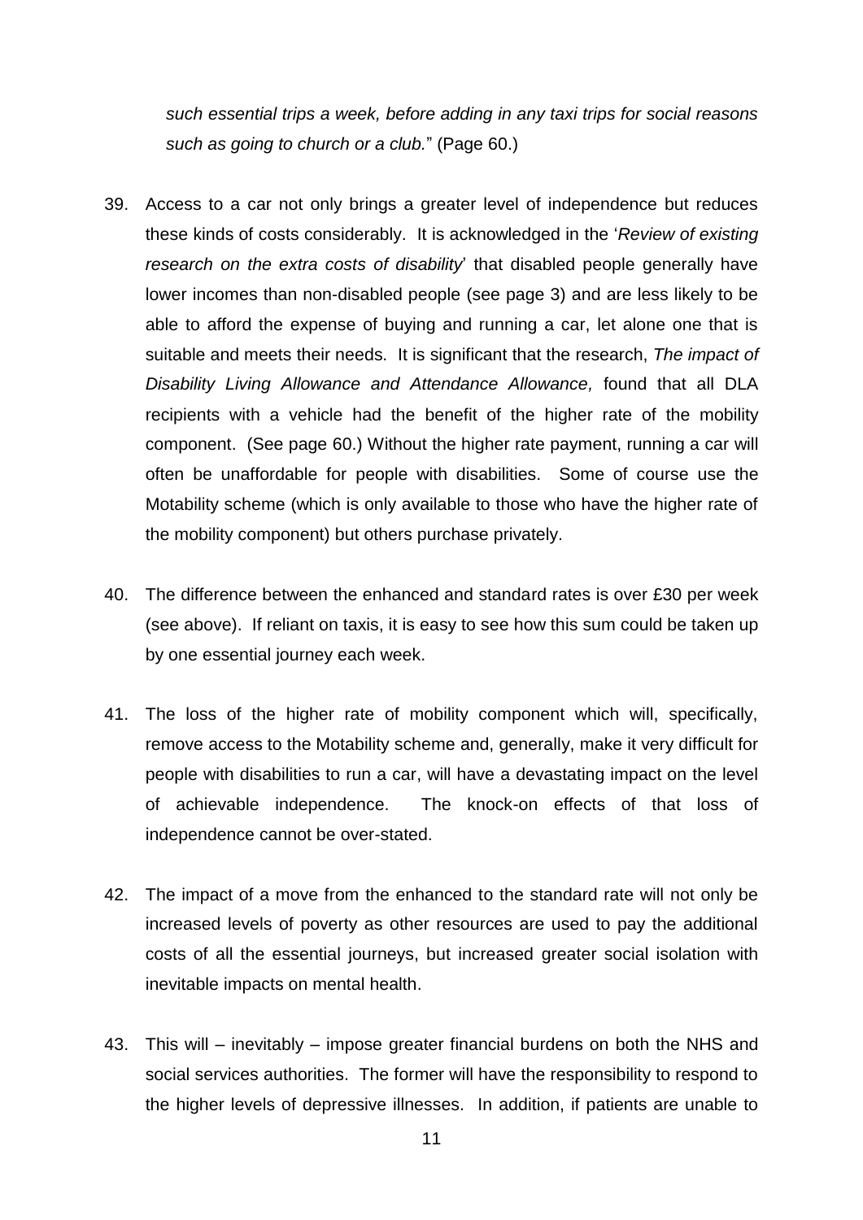*such essential trips a week, before adding in any taxi trips for social reasons such as going to church or a club.*" (Page 60.)

39. Access to a car not only brings a greater level of independence but reduces these kinds of costs considerably. It is acknowledged in the '*Review of existing research on the extra costs of disability*' that disabled people generally have lower incomes than non-disabled people (see page 3) and are less likely to be able to afford the expense of buying and running a car, let alone one that is suitable and meets their needs. It is significant that the research, *The impact of Disability Living Allowance and Attendance Allowance,* found that all DLA recipients with a vehicle had the benefit of the higher rate of the mobility component. (See page 60.) Without the higher rate payment, running a car will often be unaffordable for people with disabilities. Some of course use the Motability scheme (which is only available to those who have the higher rate of the mobility component) but others purchase privately.

40. The difference between the enhanced and standard rates is over £30 per week (see above). If reliant on taxis, it is easy to see how this sum could be taken up by one essential journey each week.

41. The loss of the higher rate of mobility component which will, specifically, remove access to the Motability scheme and, generally, make it very difficult for people with disabilities to run a car, will have a devastating impact on the level of achievable independence. The knock-on effects of that loss of independence cannot be over-stated.

42. The impact of a move from the enhanced to the standard rate will not only be increased levels of poverty as other resources are used to pay the additional costs of all the essential journeys, but increased greater social isolation with inevitable impacts on mental health.

43. This will – inevitably – impose greater financial burdens on both the NHS and social services authorities. The former will have the responsibility to respond to the higher levels of depressive illnesses. In addition, if patients are unable to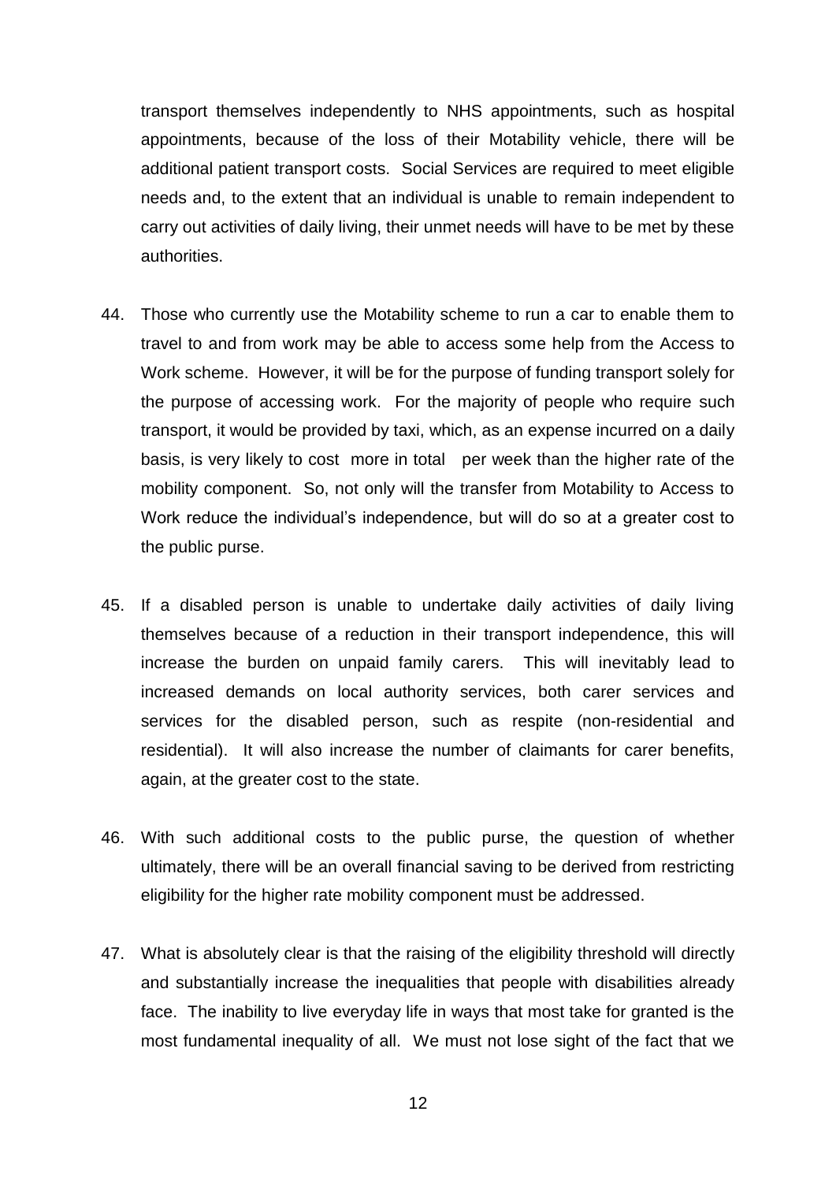transport themselves independently to NHS appointments, such as hospital appointments, because of the loss of their Motability vehicle, there will be additional patient transport costs. Social Services are required to meet eligible needs and, to the extent that an individual is unable to remain independent to carry out activities of daily living, their unmet needs will have to be met by these authorities.

44. Those who currently use the Motability scheme to run a car to enable them to travel to and from work may be able to access some help from the Access to Work scheme. However, it will be for the purpose of funding transport solely for the purpose of accessing work. For the majority of people who require such transport, it would be provided by taxi, which, as an expense incurred on a daily basis, is very likely to cost more in total per week than the higher rate of the mobility component. So, not only will the transfer from Motability to Access to Work reduce the individual's independence, but will do so at a greater cost to the public purse.

45. If a disabled person is unable to undertake daily activities of daily living themselves because of a reduction in their transport independence, this will increase the burden on unpaid family carers. This will inevitably lead to increased demands on local authority services, both carer services and services for the disabled person, such as respite (non-residential and residential). It will also increase the number of claimants for carer benefits, again, at the greater cost to the state.

46. With such additional costs to the public purse, the question of whether ultimately, there will be an overall financial saving to be derived from restricting eligibility for the higher rate mobility component must be addressed.

47. What is absolutely clear is that the raising of the eligibility threshold will directly and substantially increase the inequalities that people with disabilities already face. The inability to live everyday life in ways that most take for granted is the most fundamental inequality of all. We must not lose sight of the fact that we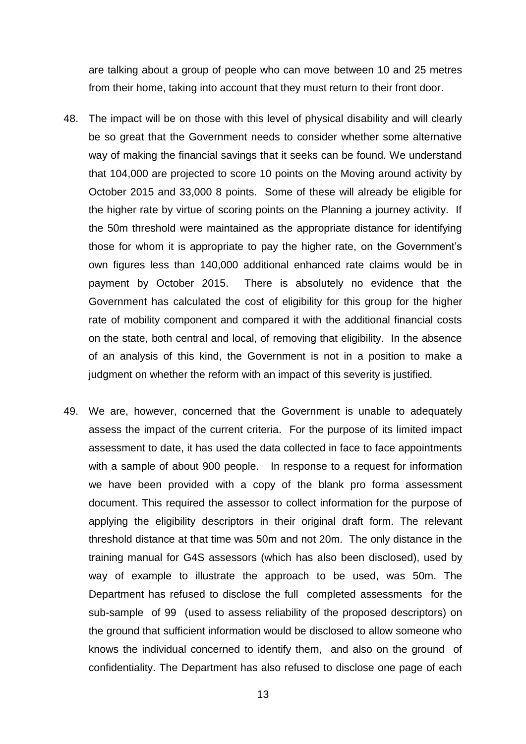are talking about a group of people who can move between 10 and 25 metres from their home, taking into account that they must return to their front door.

48. The impact will be on those with this level of physical disability and will clearly be so great that the Government needs to consider whether some alternative way of making the financial savings that it seeks can be found. We understand that 104,000 are projected to score 10 points on the Moving around activity by October 2015 and 33,000 8 points. Some of these will already be eligible for the higher rate by virtue of scoring points on the Planning a journey activity. If the 50m threshold were maintained as the appropriate distance for identifying those for whom it is appropriate to pay the higher rate, on the Government's own figures less than 140,000 additional enhanced rate claims would be in payment by October 2015. There is absolutely no evidence that the Government has calculated the cost of eligibility for this group for the higher rate of mobility component and compared it with the additional financial costs on the state, both central and local, of removing that eligibility. In the absence of an analysis of this kind, the Government is not in a position to make a judgment on whether the reform with an impact of this severity is justified.

49. We are, however, concerned that the Government is unable to adequately assess the impact of the current criteria. For the purpose of its limited impact assessment to date, it has used the data collected in face to face appointments with a sample of about 900 people. In response to a request for information we have been provided with a copy of the blank pro forma assessment document. This required the assessor to collect information for the purpose of applying the eligibility descriptors in their original draft form. The relevant threshold distance at that time was 50m and not 20m. The only distance in the training manual for G4S assessors (which has also been disclosed), used by way of example to illustrate the approach to be used, was 50m. The Department has refused to disclose the full completed assessments for the sub-sample of 99 (used to assess reliability of the proposed descriptors) on the ground that sufficient information would be disclosed to allow someone who knows the individual concerned to identify them, and also on the ground of confidentiality. The Department has also refused to disclose one page of each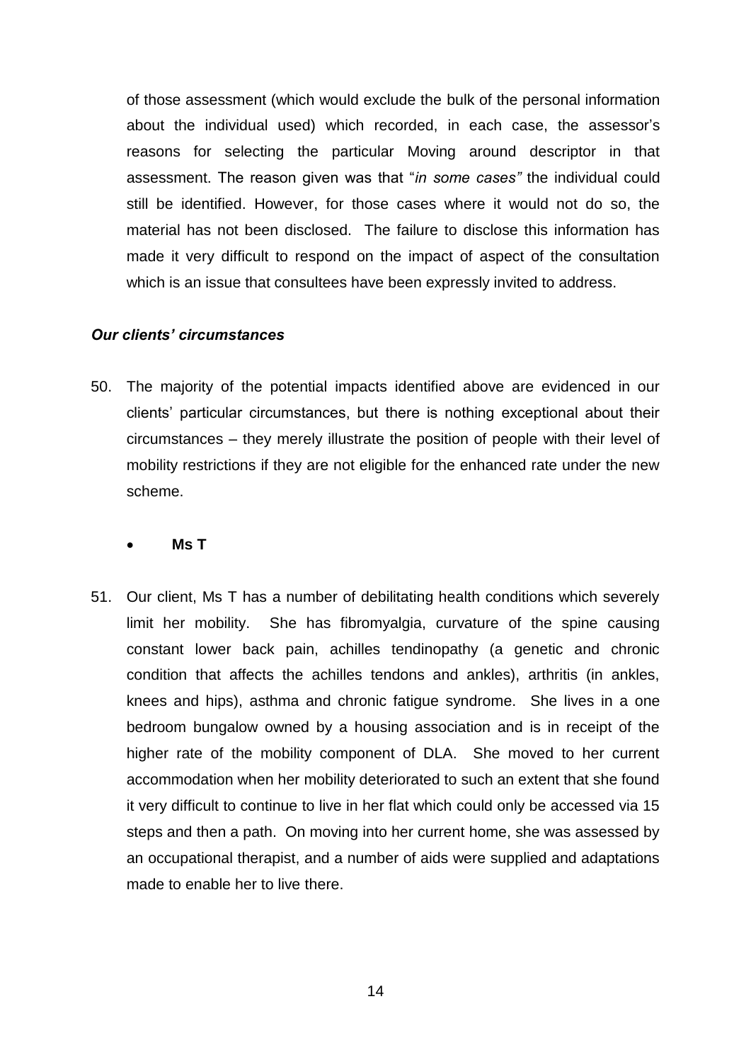of those assessment (which would exclude the bulk of the personal information about the individual used) which recorded, in each case, the assessor's reasons for selecting the particular Moving around descriptor in that assessment. The reason given was that "*in some cases"* the individual could still be identified. However, for those cases where it would not do so, the material has not been disclosed. The failure to disclose this information has made it very difficult to respond on the impact of aspect of the consultation which is an issue that consultees have been expressly invited to address.

### *Our clients' circumstances*

50. The majority of the potential impacts identified above are evidenced in our clients' particular circumstances, but there is nothing exceptional about their circumstances – they merely illustrate the position of people with their level of mobility restrictions if they are not eligible for the enhanced rate under the new scheme.

- **Ms T**

51. Our client, Ms T has a number of debilitating health conditions which severely limit her mobility. She has fibromyalgia, curvature of the spine causing constant lower back pain, achilles tendinopathy (a genetic and chronic condition that affects the achilles tendons and ankles), arthritis (in ankles, knees and hips), asthma and chronic fatigue syndrome. She lives in a one bedroom bungalow owned by a housing association and is in receipt of the higher rate of the mobility component of DLA. She moved to her current accommodation when her mobility deteriorated to such an extent that she found it very difficult to continue to live in her flat which could only be accessed via 15 steps and then a path. On moving into her current home, she was assessed by an occupational therapist, and a number of aids were supplied and adaptations made to enable her to live there.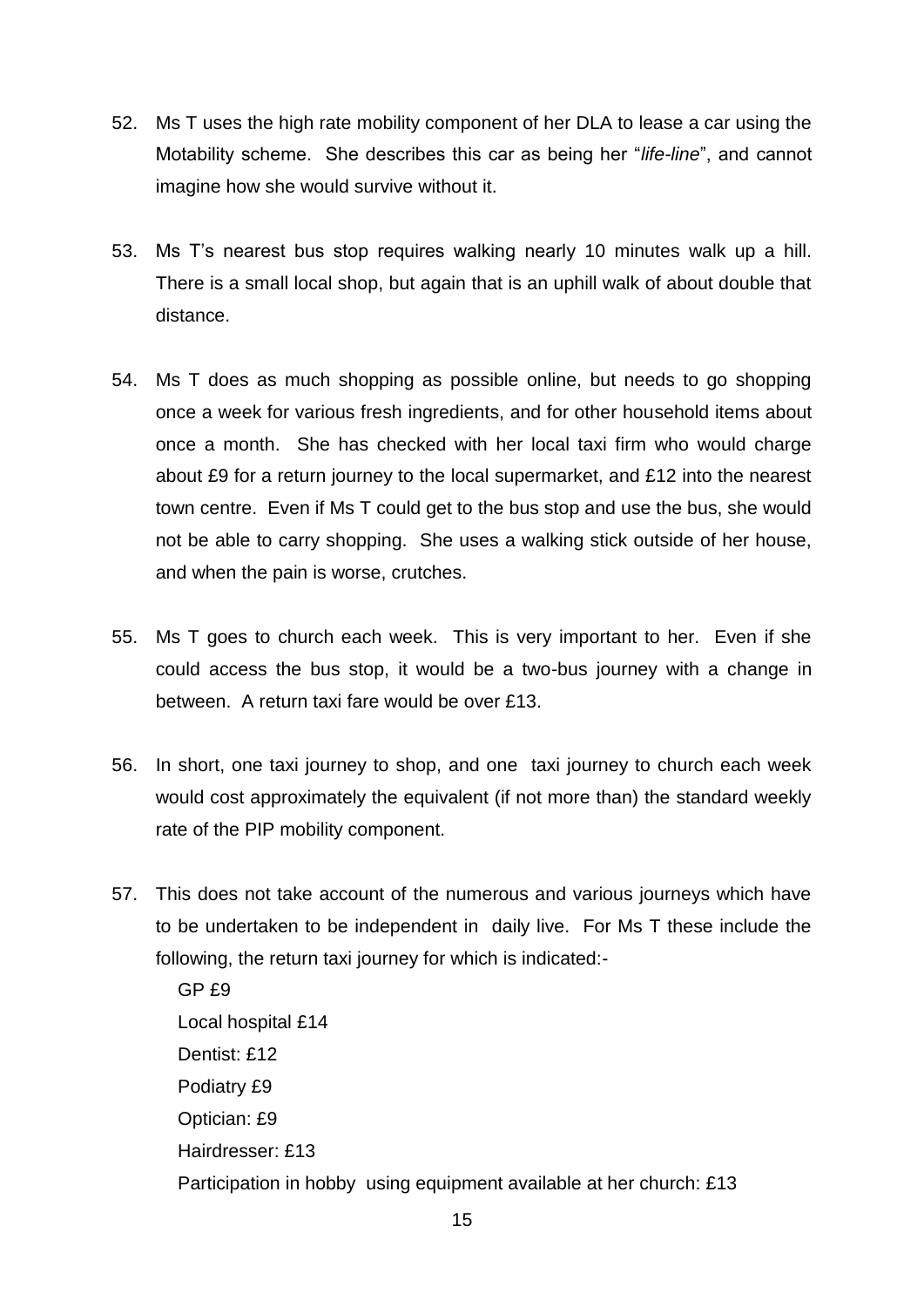52. Ms T uses the high rate mobility component of her DLA to lease a car using the Motability scheme. She describes this car as being her "*life-line*", and cannot imagine how she would survive without it.

53. Ms T's nearest bus stop requires walking nearly 10 minutes walk up a hill. There is a small local shop, but again that is an uphill walk of about double that distance.

54. Ms T does as much shopping as possible online, but needs to go shopping once a week for various fresh ingredients, and for other household items about once a month. She has checked with her local taxi firm who would charge about £9 for a return journey to the local supermarket, and £12 into the nearest town centre. Even if Ms T could get to the bus stop and use the bus, she would not be able to carry shopping. She uses a walking stick outside of her house, and when the pain is worse, crutches.

55. Ms T goes to church each week. This is very important to her. Even if she could access the bus stop, it would be a two-bus journey with a change in between. A return taxi fare would be over £13.

56. In short, one taxi journey to shop, and one taxi journey to church each week would cost approximately the equivalent (if not more than) the standard weekly rate of the PIP mobility component.

57. This does not take account of the numerous and various journeys which have to be undertaken to be independent in daily live. For Ms T these include the following, the return taxi journey for which is indicated:-

    GP £9
    Local hospital £14
    Dentist: £12
    Podiatry £9
    Optician: £9
    Hairdresser: £13
    Participation in hobby using equipment available at her church: £13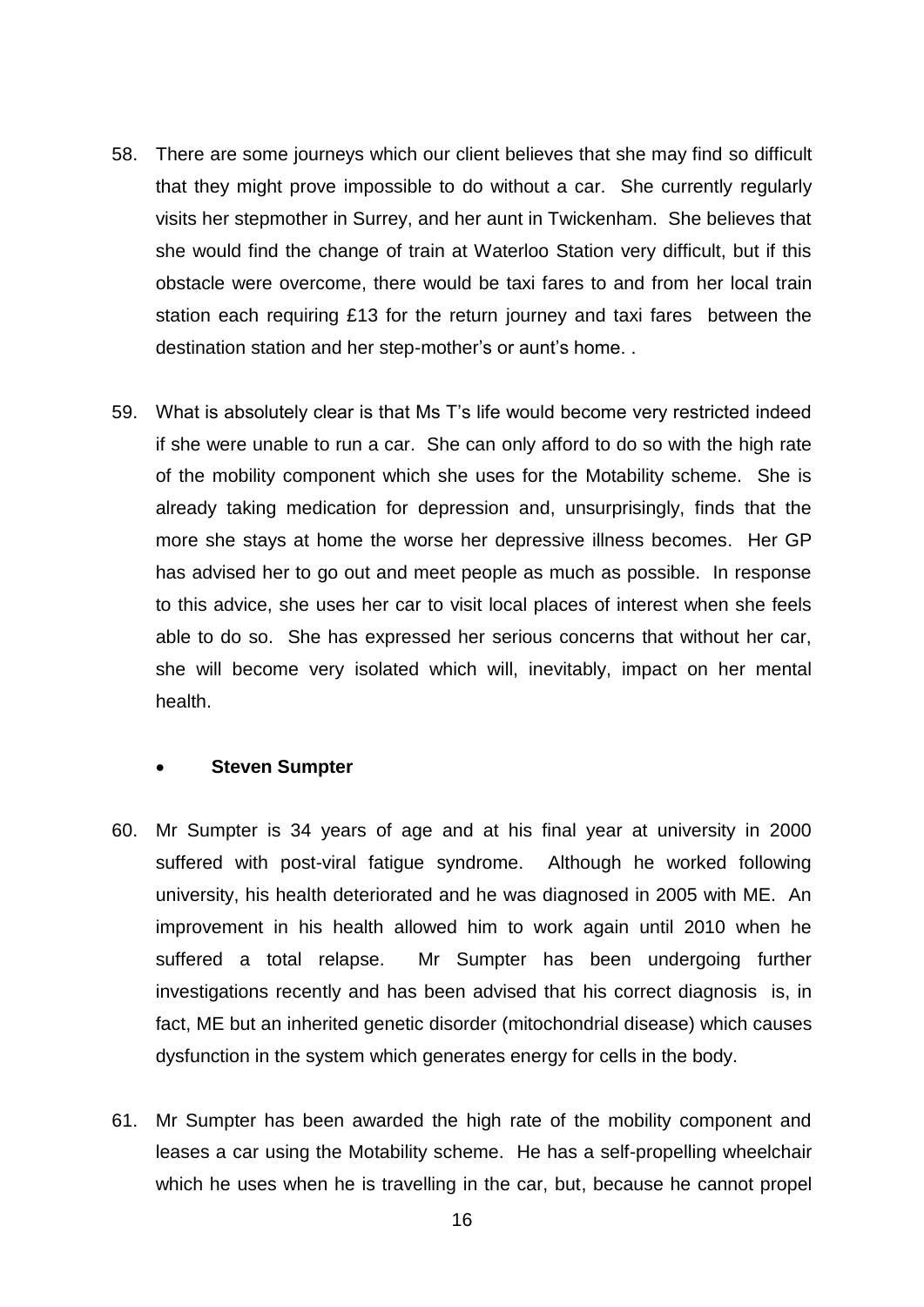58. There are some journeys which our client believes that she may find so difficult that they might prove impossible to do without a car. She currently regularly visits her stepmother in Surrey, and her aunt in Twickenham. She believes that she would find the change of train at Waterloo Station very difficult, but if this obstacle were overcome, there would be taxi fares to and from her local train station each requiring £13 for the return journey and taxi fares between the destination station and her step-mother's or aunt's home. .

59. What is absolutely clear is that Ms T's life would become very restricted indeed if she were unable to run a car. She can only afford to do so with the high rate of the mobility component which she uses for the Motability scheme. She is already taking medication for depression and, unsurprisingly, finds that the more she stays at home the worse her depressive illness becomes. Her GP has advised her to go out and meet people as much as possible. In response to this advice, she uses her car to visit local places of interest when she feels able to do so. She has expressed her serious concerns that without her car, she will become very isolated which will, inevitably, impact on her mental health.

- **Steven Sumpter**

60. Mr Sumpter is 34 years of age and at his final year at university in 2000 suffered with post-viral fatigue syndrome. Although he worked following university, his health deteriorated and he was diagnosed in 2005 with ME. An improvement in his health allowed him to work again until 2010 when he suffered a total relapse. Mr Sumpter has been undergoing further investigations recently and has been advised that his correct diagnosis is, in fact, ME but an inherited genetic disorder (mitochondrial disease) which causes dysfunction in the system which generates energy for cells in the body.

61. Mr Sumpter has been awarded the high rate of the mobility component and leases a car using the Motability scheme. He has a self-propelling wheelchair which he uses when he is travelling in the car, but, because he cannot propel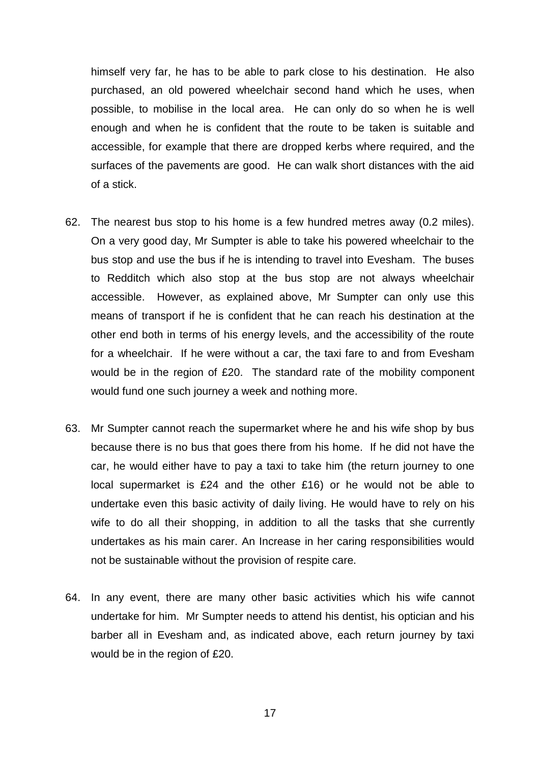himself very far, he has to be able to park close to his destination. He also purchased, an old powered wheelchair second hand which he uses, when possible, to mobilise in the local area. He can only do so when he is well enough and when he is confident that the route to be taken is suitable and accessible, for example that there are dropped kerbs where required, and the surfaces of the pavements are good. He can walk short distances with the aid of a stick.

62. The nearest bus stop to his home is a few hundred metres away (0.2 miles). On a very good day, Mr Sumpter is able to take his powered wheelchair to the bus stop and use the bus if he is intending to travel into Evesham. The buses to Redditch which also stop at the bus stop are not always wheelchair accessible. However, as explained above, Mr Sumpter can only use this means of transport if he is confident that he can reach his destination at the other end both in terms of his energy levels, and the accessibility of the route for a wheelchair. If he were without a car, the taxi fare to and from Evesham would be in the region of £20. The standard rate of the mobility component would fund one such journey a week and nothing more.

63. Mr Sumpter cannot reach the supermarket where he and his wife shop by bus because there is no bus that goes there from his home. If he did not have the car, he would either have to pay a taxi to take him (the return journey to one local supermarket is £24 and the other £16) or he would not be able to undertake even this basic activity of daily living. He would have to rely on his wife to do all their shopping, in addition to all the tasks that she currently undertakes as his main carer. An Increase in her caring responsibilities would not be sustainable without the provision of respite care.

64. In any event, there are many other basic activities which his wife cannot undertake for him. Mr Sumpter needs to attend his dentist, his optician and his barber all in Evesham and, as indicated above, each return journey by taxi would be in the region of £20.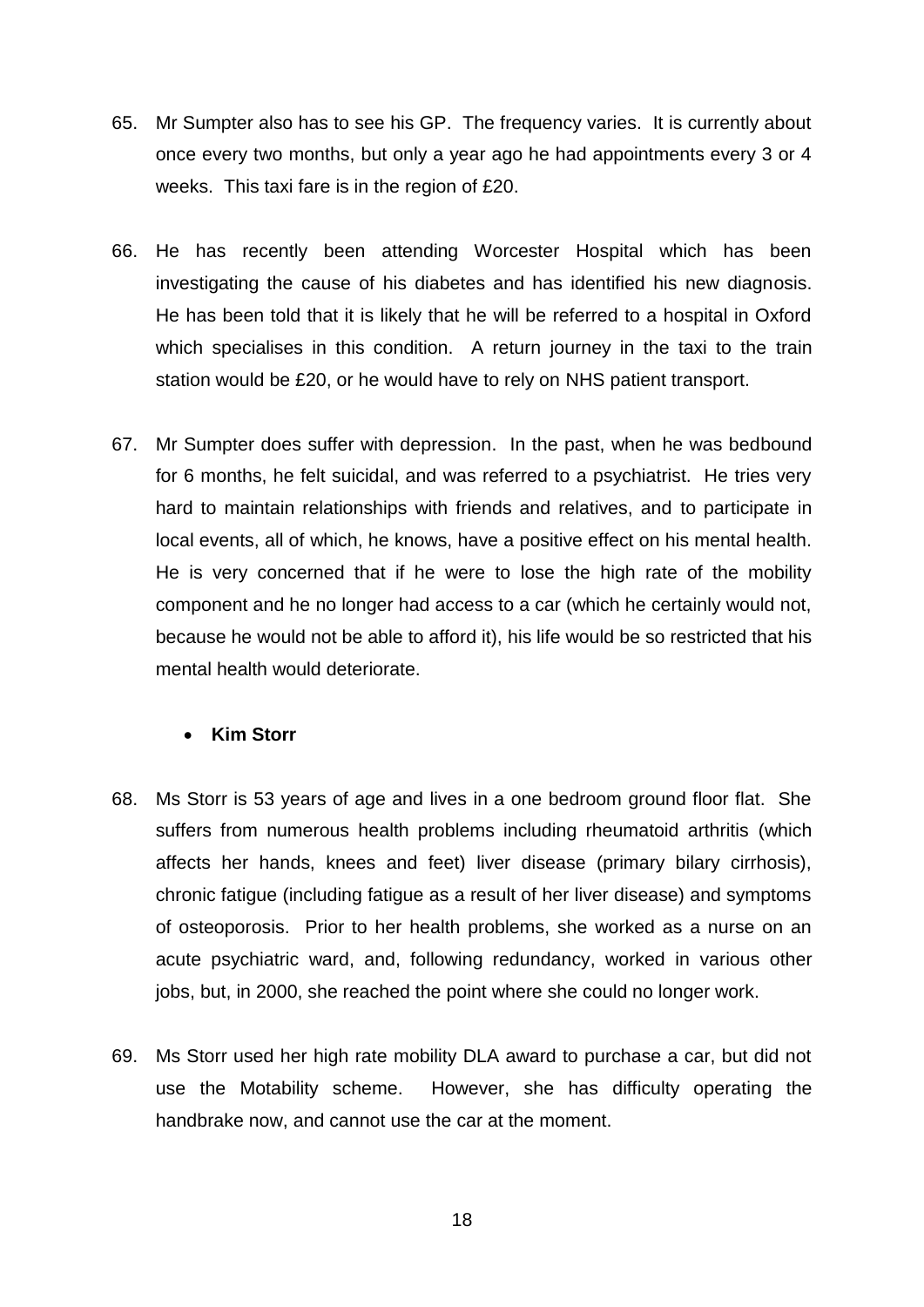65. Mr Sumpter also has to see his GP. The frequency varies. It is currently about once every two months, but only a year ago he had appointments every 3 or 4 weeks. This taxi fare is in the region of £20.

66. He has recently been attending Worcester Hospital which has been investigating the cause of his diabetes and has identified his new diagnosis. He has been told that it is likely that he will be referred to a hospital in Oxford which specialises in this condition. A return journey in the taxi to the train station would be £20, or he would have to rely on NHS patient transport.

67. Mr Sumpter does suffer with depression. In the past, when he was bedbound for 6 months, he felt suicidal, and was referred to a psychiatrist. He tries very hard to maintain relationships with friends and relatives, and to participate in local events, all of which, he knows, have a positive effect on his mental health. He is very concerned that if he were to lose the high rate of the mobility component and he no longer had access to a car (which he certainly would not, because he would not be able to afford it), his life would be so restricted that his mental health would deteriorate.

- **Kim Storr**

68. Ms Storr is 53 years of age and lives in a one bedroom ground floor flat. She suffers from numerous health problems including rheumatoid arthritis (which affects her hands, knees and feet) liver disease (primary bilary cirrhosis), chronic fatigue (including fatigue as a result of her liver disease) and symptoms of osteoporosis. Prior to her health problems, she worked as a nurse on an acute psychiatric ward, and, following redundancy, worked in various other jobs, but, in 2000, she reached the point where she could no longer work.

69. Ms Storr used her high rate mobility DLA award to purchase a car, but did not use the Motability scheme. However, she has difficulty operating the handbrake now, and cannot use the car at the moment.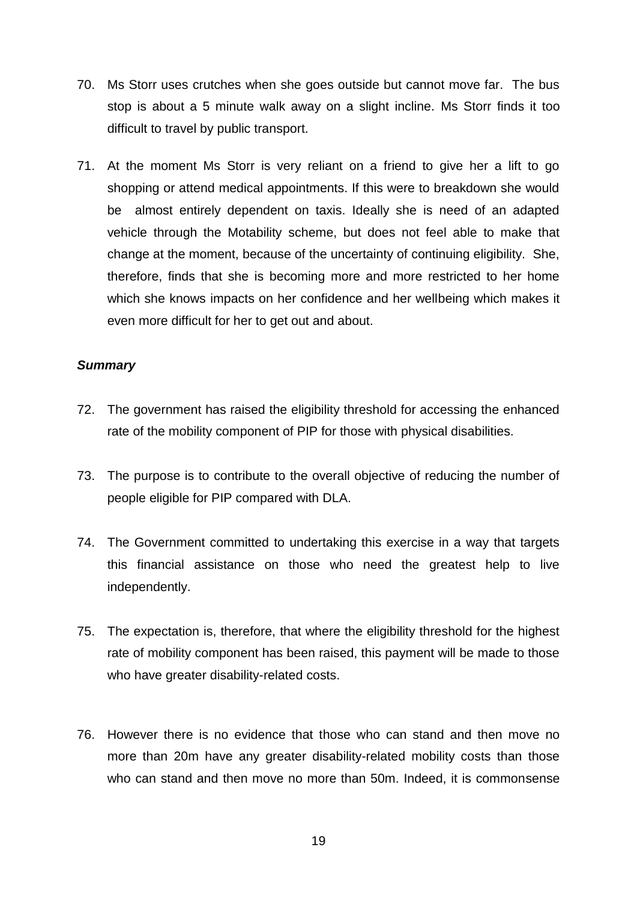70. Ms Storr uses crutches when she goes outside but cannot move far. The bus stop is about a 5 minute walk away on a slight incline. Ms Storr finds it too difficult to travel by public transport.

71. At the moment Ms Storr is very reliant on a friend to give her a lift to go shopping or attend medical appointments. If this were to breakdown she would be almost entirely dependent on taxis. Ideally she is need of an adapted vehicle through the Motability scheme, but does not feel able to make that change at the moment, because of the uncertainty of continuing eligibility. She, therefore, finds that she is becoming more and more restricted to her home which she knows impacts on her confidence and her wellbeing which makes it even more difficult for her to get out and about.

***Summary***

72. The government has raised the eligibility threshold for accessing the enhanced rate of the mobility component of PIP for those with physical disabilities.

73. The purpose is to contribute to the overall objective of reducing the number of people eligible for PIP compared with DLA.

74. The Government committed to undertaking this exercise in a way that targets this financial assistance on those who need the greatest help to live independently.

75. The expectation is, therefore, that where the eligibility threshold for the highest rate of mobility component has been raised, this payment will be made to those who have greater disability-related costs.

76. However there is no evidence that those who can stand and then move no more than 20m have any greater disability-related mobility costs than those who can stand and then move no more than 50m. Indeed, it is commonsense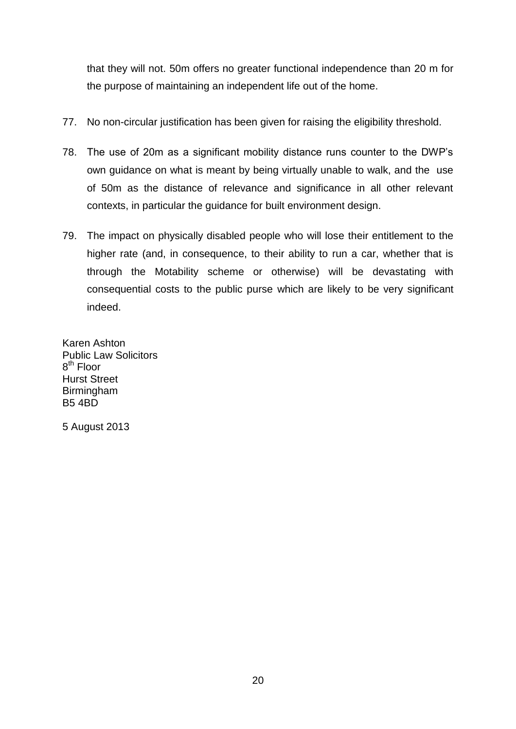that they will not. 50m offers no greater functional independence than 20 m for the purpose of maintaining an independent life out of the home.

77. No non-circular justification has been given for raising the eligibility threshold.

78. The use of 20m as a significant mobility distance runs counter to the DWP's own guidance on what is meant by being virtually unable to walk, and the use of 50m as the distance of relevance and significance in all other relevant contexts, in particular the guidance for built environment design.

79. The impact on physically disabled people who will lose their entitlement to the higher rate (and, in consequence, to their ability to run a car, whether that is through the Motability scheme or otherwise) will be devastating with consequential costs to the public purse which are likely to be very significant indeed.

Karen Ashton  
Public Law Solicitors  
8th Floor  
Hurst Street  
Birmingham  
B5 4BD

5 August 2013